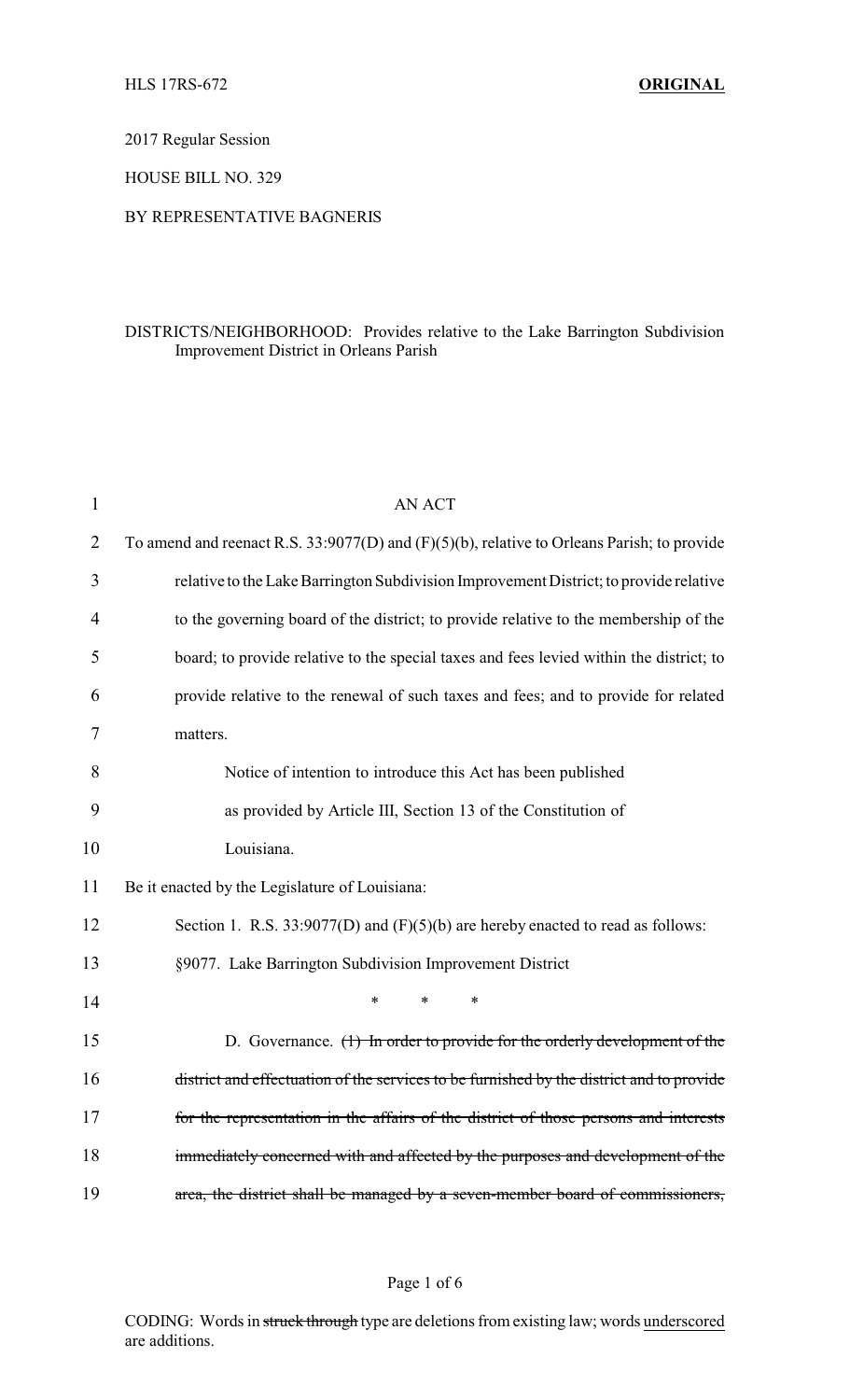HLS 17RS-672 **ORIGINAL**

2017 Regular Session

HOUSE BILL NO. 329

BY REPRESENTATIVE BAGNERIS

DISTRICTS/NEIGHBORHOOD: Provides relative to the Lake Barrington Subdivision Improvement District in Orleans Parish

AN ACT

To amend and reenact R.S. 33:9077(D) and (F)(5)(b), relative to Orleans Parish; to provide relative to the Lake Barrington Subdivision Improvement District; to provide relative to the governing board of the district; to provide relative to the membership of the board; to provide relative to the special taxes and fees levied within the district; to provide relative to the renewal of such taxes and fees; and to provide for related matters.

Notice of intention to introduce this Act has been published as provided by Article III, Section 13 of the Constitution of Louisiana.

Be it enacted by the Legislature of Louisiana:

Section 1. R.S. 33:9077(D) and (F)(5)(b) are hereby enacted to read as follows:

§9077. Lake Barrington Subdivision Improvement District

\* \* \*

D. Governance. ~~(1) In order to provide for the orderly development of the district and effectuation of the services to be furnished by the district and to provide for the representation in the affairs of the district of those persons and interests immediately concerned with and affected by the purposes and development of the area, the district shall be managed by a seven-member board of commissioners,~~

CODING: Words in ~~struck through~~ type are deletions from existing law; words underscored are additions.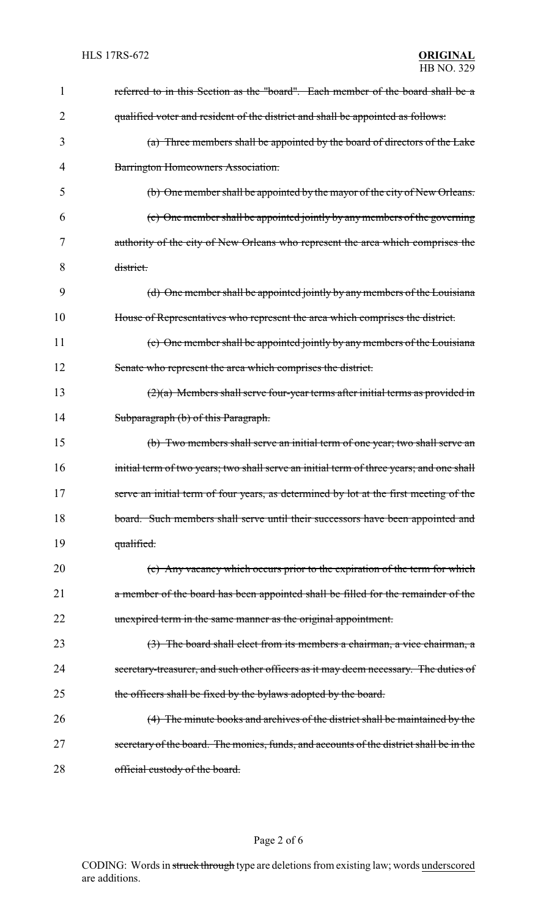~~referred to in this Section as the "board". Each member of the board shall be a qualified voter and resident of the district and shall be appointed as follows:~~

~~(a) Three members shall be appointed by the board of directors of the Lake Barrington Homeowners Association.~~

~~(b) One member shall be appointed by the mayor of the city of New Orleans.~~

~~(c) One member shall be appointed jointly by any members of the governing authority of the city of New Orleans who represent the area which comprises the district.~~

~~(d) One member shall be appointed jointly by any members of the Louisiana House of Representatives who represent the area which comprises the district.~~

~~(e) One member shall be appointed jointly by any members of the Louisiana Senate who represent the area which comprises the district.~~

~~(2)(a) Members shall serve four-year terms after initial terms as provided in Subparagraph (b) of this Paragraph.~~

~~(b) Two members shall serve an initial term of one year; two shall serve an initial term of two years; two shall serve an initial term of three years; and one shall serve an initial term of four years, as determined by lot at the first meeting of the board. Such members shall serve until their successors have been appointed and qualified.~~

~~(c) Any vacancy which occurs prior to the expiration of the term for which a member of the board has been appointed shall be filled for the remainder of the unexpired term in the same manner as the original appointment.~~

~~(3) The board shall elect from its members a chairman, a vice chairman, a secretary-treasurer, and such other officers as it may deem necessary. The duties of the officers shall be fixed by the bylaws adopted by the board.~~

~~(4) The minute books and archives of the district shall be maintained by the secretary of the board. The monies, funds, and accounts of the district shall be in the official custody of the board.~~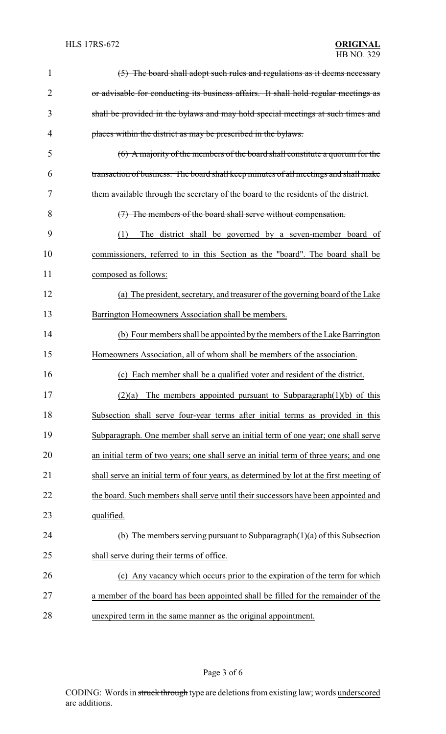~~(5) The board shall adopt such rules and regulations as it deems necessary or advisable for conducting its business affairs. It shall hold regular meetings as shall be provided in the bylaws and may hold special meetings at such times and places within the district as may be prescribed in the bylaws.~~

~~(6) A majority of the members of the board shall constitute a quorum for the transaction of business. The board shall keep minutes of all meetings and shall make them available through the secretary of the board to the residents of the district.~~

~~(7) The members of the board shall serve without compensation.~~

<u>(1) The district shall be governed by a seven-member board of commissioners, referred to in this Section as the "board". The board shall be composed as follows:</u>

<u>(a) The president, secretary, and treasurer of the governing board of the Lake Barrington Homeowners Association shall be members.</u>

<u>(b) Four members shall be appointed by the members of the Lake Barrington Homeowners Association, all of whom shall be members of the association.</u>

<u>(c) Each member shall be a qualified voter and resident of the district.</u>

<u>(2)(a) The members appointed pursuant to Subparagraph(1)(b) of this Subsection shall serve four-year terms after initial terms as provided in this Subparagraph. One member shall serve an initial term of one year; one shall serve an initial term of two years; one shall serve an initial term of three years; and one shall serve an initial term of four years, as determined by lot at the first meeting of the board. Such members shall serve until their successors have been appointed and qualified.</u>

<u>(b) The members serving pursuant to Subparagraph(1)(a) of this Subsection shall serve during their terms of office.</u>

<u>(c) Any vacancy which occurs prior to the expiration of the term for which a member of the board has been appointed shall be filled for the remainder of the unexpired term in the same manner as the original appointment.</u>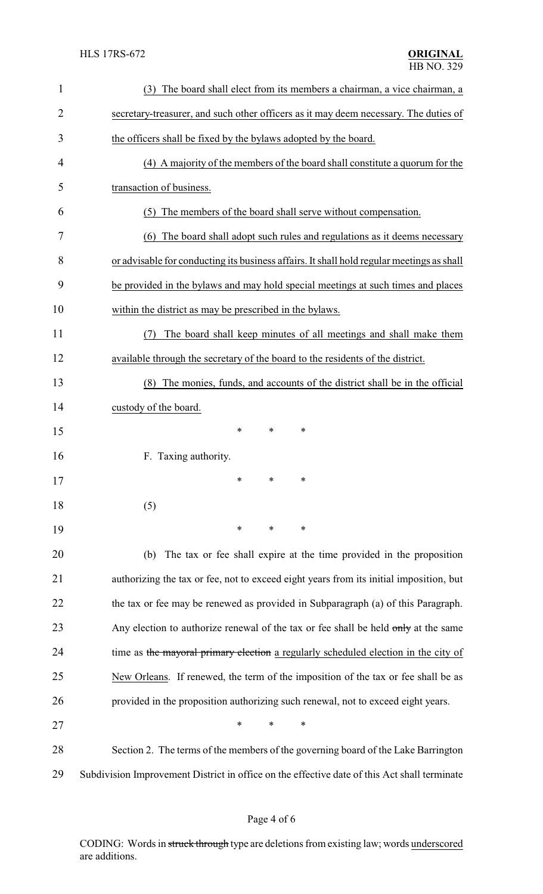(3) The board shall elect from its members a chairman, a vice chairman, a secretary-treasurer, and such other officers as it may deem necessary. The duties of the officers shall be fixed by the bylaws adopted by the board.

(4) A majority of the members of the board shall constitute a quorum for the transaction of business.

(5) The members of the board shall serve without compensation.

(6) The board shall adopt such rules and regulations as it deems necessary or advisable for conducting its business affairs. It shall hold regular meetings as shall be provided in the bylaws and may hold special meetings at such times and places within the district as may be prescribed in the bylaws.

(7) The board shall keep minutes of all meetings and shall make them available through the secretary of the board to the residents of the district.

(8) The monies, funds, and accounts of the district shall be in the official custody of the board.

\* \* \*

F. Taxing authority.

\* \* \*

(5)

\* \* \*

(b) The tax or fee shall expire at the time provided in the proposition authorizing the tax or fee, not to exceed eight years from its initial imposition, but the tax or fee may be renewed as provided in Subparagraph (a) of this Paragraph. Any election to authorize renewal of the tax or fee shall be held ~~only~~ at the same time as ~~the mayoral primary election~~ a regularly scheduled election in the city of New Orleans. If renewed, the term of the imposition of the tax or fee shall be as provided in the proposition authorizing such renewal, not to exceed eight years.

\* \* \*

Section 2. The terms of the members of the governing board of the Lake Barrington Subdivision Improvement District in office on the effective date of this Act shall terminate

CODING: Words in ~~struck through~~ type are deletions from existing law; words underscored are additions.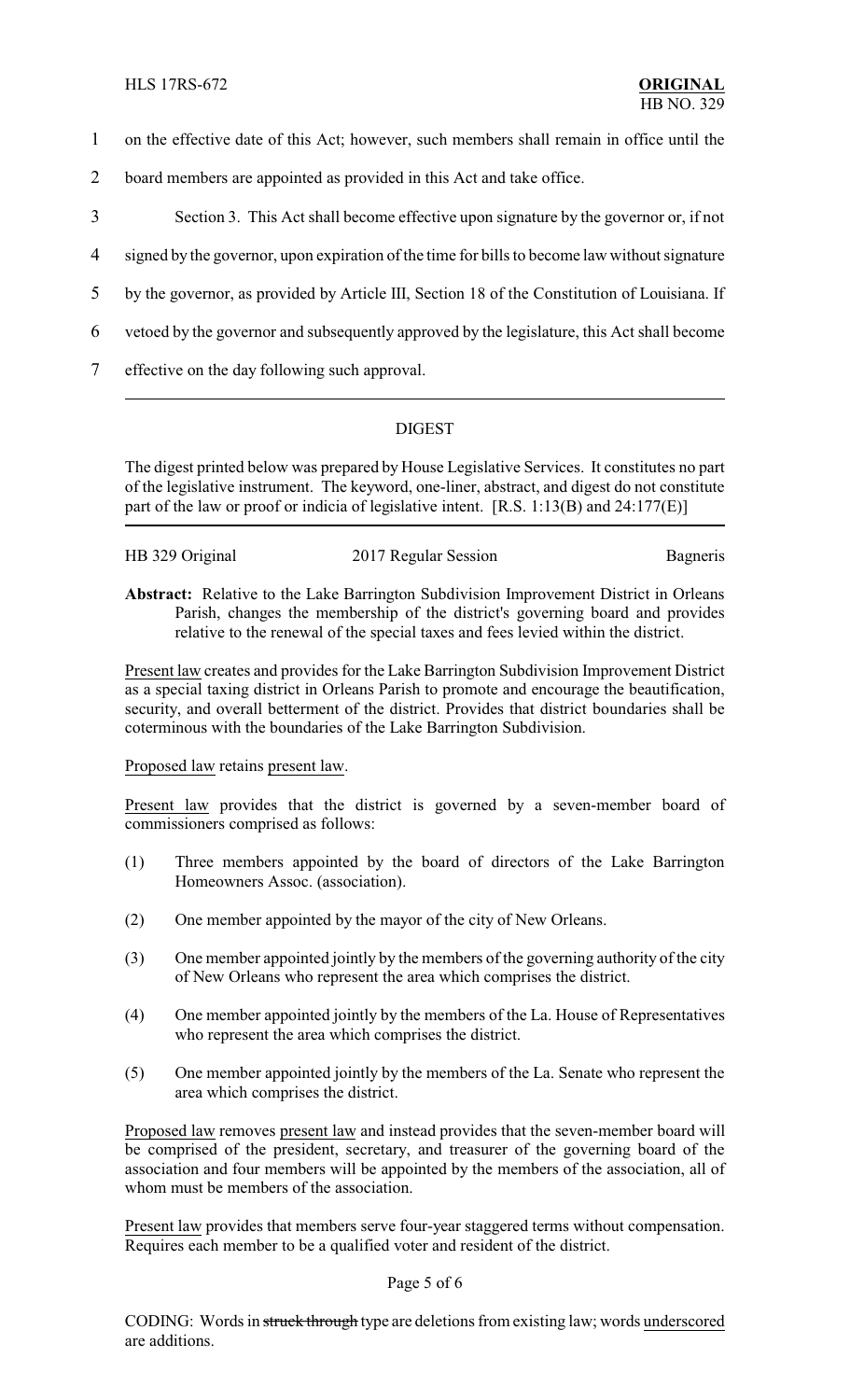1 on the effective date of this Act; however, such members shall remain in office until the

2 board members are appointed as provided in this Act and take office.

3 Section 3. This Act shall become effective upon signature by the governor or, if not

4 signed by the governor, upon expiration of the time for bills to become law without signature

5 by the governor, as provided by Article III, Section 18 of the Constitution of Louisiana. If

6 vetoed by the governor and subsequently approved by the legislature, this Act shall become

7 effective on the day following such approval.

---

## DIGEST

The digest printed below was prepared by House Legislative Services. It constitutes no part of the legislative instrument. The keyword, one-liner, abstract, and digest do not constitute part of the law or proof or indicia of legislative intent. [R.S. 1:13(B) and 24:177(E)]

HB 329 Original | 2017 Regular Session | Bagneris

**Abstract:** Relative to the Lake Barrington Subdivision Improvement District in Orleans Parish, changes the membership of the district's governing board and provides relative to the renewal of the special taxes and fees levied within the district.

Present law creates and provides for the Lake Barrington Subdivision Improvement District as a special taxing district in Orleans Parish to promote and encourage the beautification, security, and overall betterment of the district. Provides that district boundaries shall be coterminous with the boundaries of the Lake Barrington Subdivision.

Proposed law retains present law.

Present law provides that the district is governed by a seven-member board of commissioners comprised as follows:

(1) Three members appointed by the board of directors of the Lake Barrington Homeowners Assoc. (association).

(2) One member appointed by the mayor of the city of New Orleans.

(3) One member appointed jointly by the members of the governing authority of the city of New Orleans who represent the area which comprises the district.

(4) One member appointed jointly by the members of the La. House of Representatives who represent the area which comprises the district.

(5) One member appointed jointly by the members of the La. Senate who represent the area which comprises the district.

Proposed law removes present law and instead provides that the seven-member board will be comprised of the president, secretary, and treasurer of the governing board of the association and four members will be appointed by the members of the association, all of whom must be members of the association.

Present law provides that members serve four-year staggered terms without compensation. Requires each member to be a qualified voter and resident of the district.

CODING: Words in ~~struck through~~ type are deletions from existing law; words underscored are additions.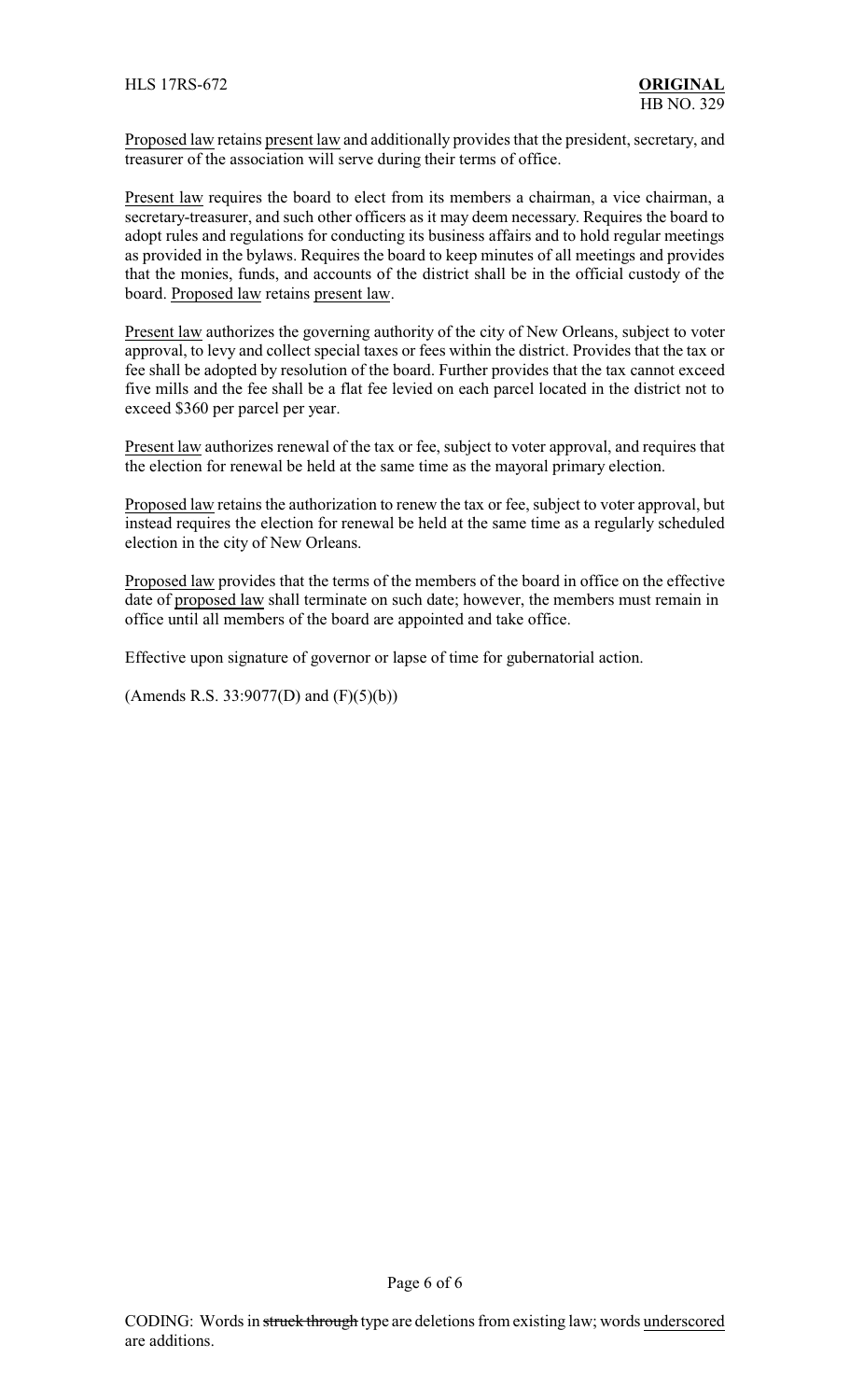Proposed law retains present law and additionally provides that the president, secretary, and treasurer of the association will serve during their terms of office.

Present law requires the board to elect from its members a chairman, a vice chairman, a secretary-treasurer, and such other officers as it may deem necessary. Requires the board to adopt rules and regulations for conducting its business affairs and to hold regular meetings as provided in the bylaws. Requires the board to keep minutes of all meetings and provides that the monies, funds, and accounts of the district shall be in the official custody of the board. Proposed law retains present law.

Present law authorizes the governing authority of the city of New Orleans, subject to voter approval, to levy and collect special taxes or fees within the district. Provides that the tax or fee shall be adopted by resolution of the board. Further provides that the tax cannot exceed five mills and the fee shall be a flat fee levied on each parcel located in the district not to exceed $360 per parcel per year.

Present law authorizes renewal of the tax or fee, subject to voter approval, and requires that the election for renewal be held at the same time as the mayoral primary election.

Proposed law retains the authorization to renew the tax or fee, subject to voter approval, but instead requires the election for renewal be held at the same time as a regularly scheduled election in the city of New Orleans.

Proposed law provides that the terms of the members of the board in office on the effective date of proposed law shall terminate on such date; however, the members must remain in office until all members of the board are appointed and take office.

Effective upon signature of governor or lapse of time for gubernatorial action.

(Amends R.S. 33:9077(D) and (F)(5)(b))